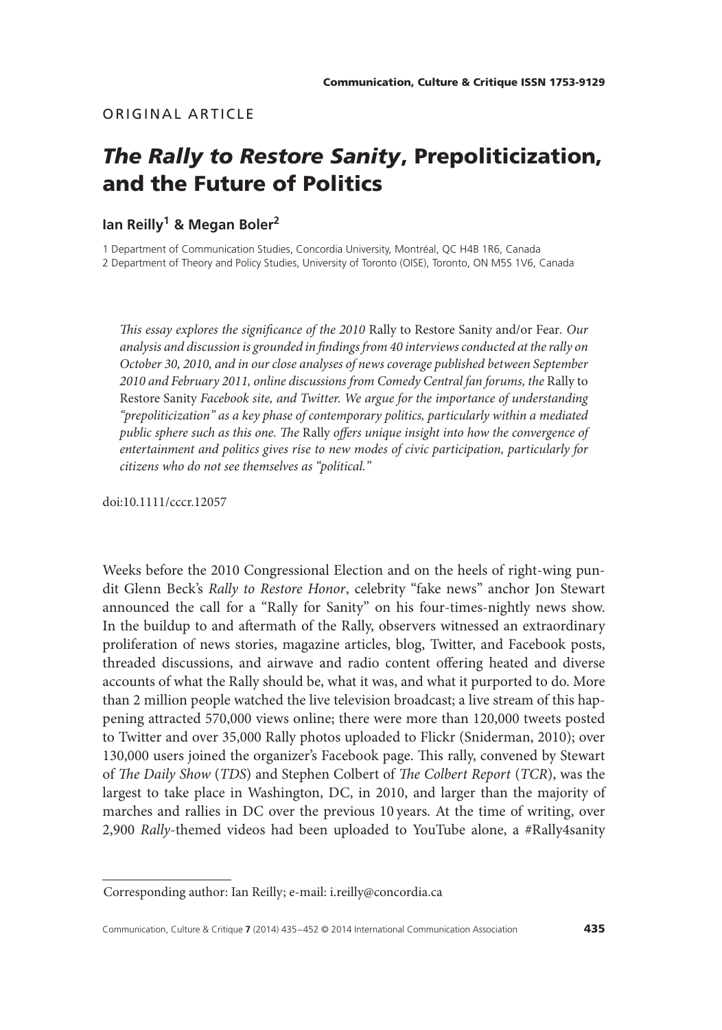ORIGINAL ARTICLE

# *The Rally to Restore Sanity*, Prepoliticization, and the Future of Politics

**Ian Reilly[1] & Megan Boler[2]**

1 Department of Communication Studies, Concordia University, Montréal, QC H4B 1R6, Canada
2 Department of Theory and Policy Studies, University of Toronto (OISE), Toronto, ON M5S 1V6, Canada

*This essay explores the significance of the 2010* Rally to Restore Sanity and/or Fear. *Our analysis and discussion is grounded in findings from 40 interviews conducted at the rally on October 30, 2010, and in our close analyses of news coverage published between September 2010 and February 2011, online discussions from Comedy Central fan forums, the* Rally to Restore Sanity *Facebook site, and Twitter. We argue for the importance of understanding "prepoliticization" as a key phase of contemporary politics, particularly within a mediated public sphere such as this one. The* Rally *offers unique insight into how the convergence of entertainment and politics gives rise to new modes of civic participation, particularly for citizens who do not see themselves as "political."*

doi:10.1111/cccr.12057

Weeks before the 2010 Congressional Election and on the heels of right-wing pundit Glenn Beck's *Rally to Restore Honor*, celebrity "fake news" anchor Jon Stewart announced the call for a "Rally for Sanity" on his four-times-nightly news show. In the buildup to and aftermath of the Rally, observers witnessed an extraordinary proliferation of news stories, magazine articles, blog, Twitter, and Facebook posts, threaded discussions, and airwave and radio content offering heated and diverse accounts of what the Rally should be, what it was, and what it purported to do. More than 2 million people watched the live television broadcast; a live stream of this happening attracted 570,000 views online; there were more than 120,000 tweets posted to Twitter and over 35,000 Rally photos uploaded to Flickr (Sniderman, 2010); over 130,000 users joined the organizer's Facebook page. This rally, convened by Stewart of *The Daily Show* (*TDS*) and Stephen Colbert of *The Colbert Report* (*TCR*), was the largest to take place in Washington, DC, in 2010, and larger than the majority of marches and rallies in DC over the previous 10 years. At the time of writing, over 2,900 *Rally*-themed videos had been uploaded to YouTube alone, a #Rally4sanity

Corresponding author: Ian Reilly; e-mail: i.reilly@concordia.ca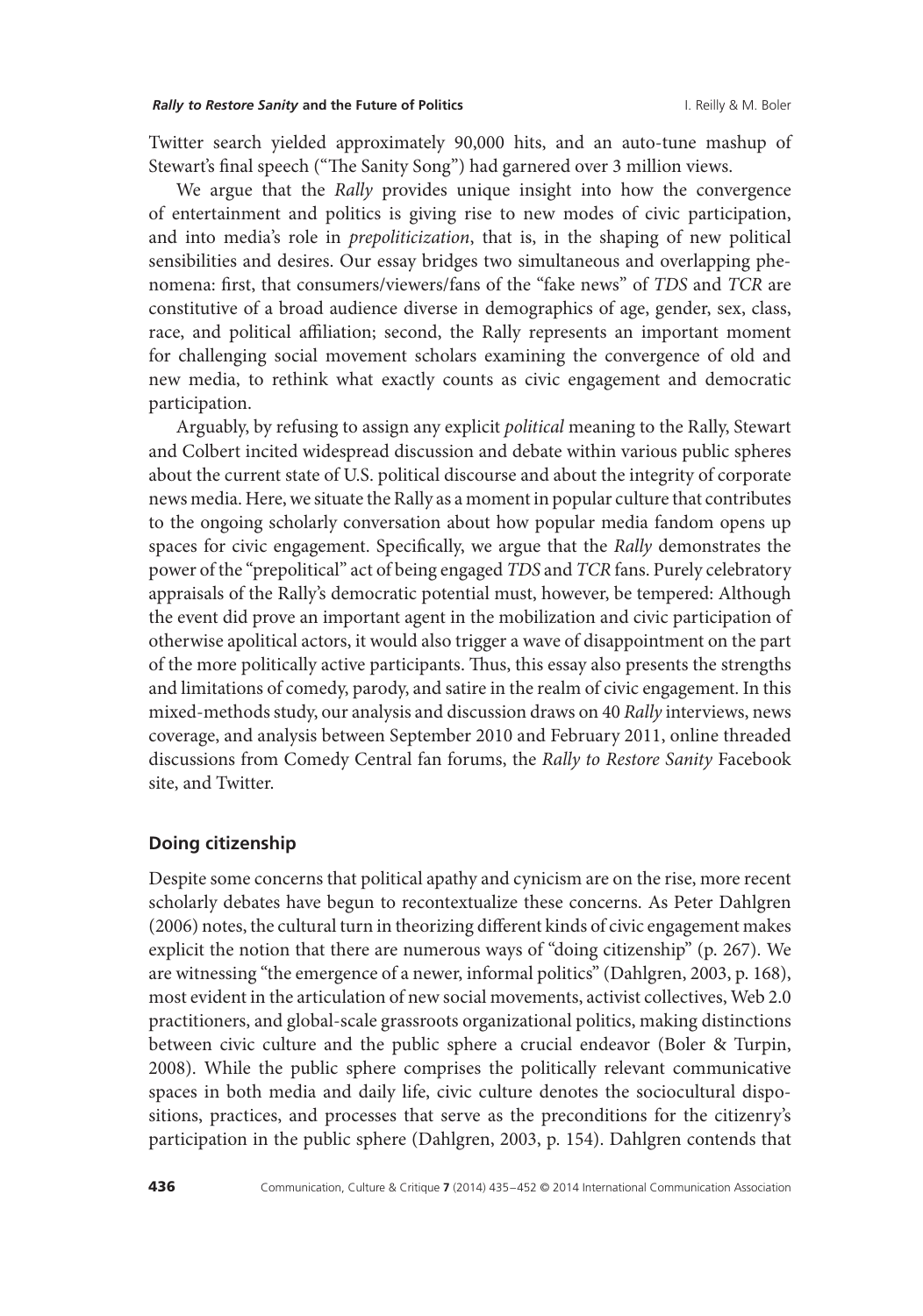Twitter search yielded approximately 90,000 hits, and an auto-tune mashup of Stewart's final speech ("The Sanity Song") had garnered over 3 million views.

We argue that the *Rally* provides unique insight into how the convergence of entertainment and politics is giving rise to new modes of civic participation, and into media's role in *prepoliticization*, that is, in the shaping of new political sensibilities and desires. Our essay bridges two simultaneous and overlapping phenomena: first, that consumers/viewers/fans of the "fake news" of *TDS* and *TCR* are constitutive of a broad audience diverse in demographics of age, gender, sex, class, race, and political affiliation; second, the Rally represents an important moment for challenging social movement scholars examining the convergence of old and new media, to rethink what exactly counts as civic engagement and democratic participation.

Arguably, by refusing to assign any explicit *political* meaning to the Rally, Stewart and Colbert incited widespread discussion and debate within various public spheres about the current state of U.S. political discourse and about the integrity of corporate news media. Here, we situate the Rally as a moment in popular culture that contributes to the ongoing scholarly conversation about how popular media fandom opens up spaces for civic engagement. Specifically, we argue that the *Rally* demonstrates the power of the "prepolitical" act of being engaged *TDS* and *TCR* fans. Purely celebratory appraisals of the Rally's democratic potential must, however, be tempered: Although the event did prove an important agent in the mobilization and civic participation of otherwise apolitical actors, it would also trigger a wave of disappointment on the part of the more politically active participants. Thus, this essay also presents the strengths and limitations of comedy, parody, and satire in the realm of civic engagement. In this mixed-methods study, our analysis and discussion draws on 40 *Rally* interviews, news coverage, and analysis between September 2010 and February 2011, online threaded discussions from Comedy Central fan forums, the *Rally to Restore Sanity* Facebook site, and Twitter.

## Doing citizenship

Despite some concerns that political apathy and cynicism are on the rise, more recent scholarly debates have begun to recontextualize these concerns. As Peter Dahlgren (2006) notes, the cultural turn in theorizing different kinds of civic engagement makes explicit the notion that there are numerous ways of "doing citizenship" (p. 267). We are witnessing "the emergence of a newer, informal politics" (Dahlgren, 2003, p. 168), most evident in the articulation of new social movements, activist collectives, Web 2.0 practitioners, and global-scale grassroots organizational politics, making distinctions between civic culture and the public sphere a crucial endeavor (Boler & Turpin, 2008). While the public sphere comprises the politically relevant communicative spaces in both media and daily life, civic culture denotes the sociocultural dispositions, practices, and processes that serve as the preconditions for the citizenry's participation in the public sphere (Dahlgren, 2003, p. 154). Dahlgren contends that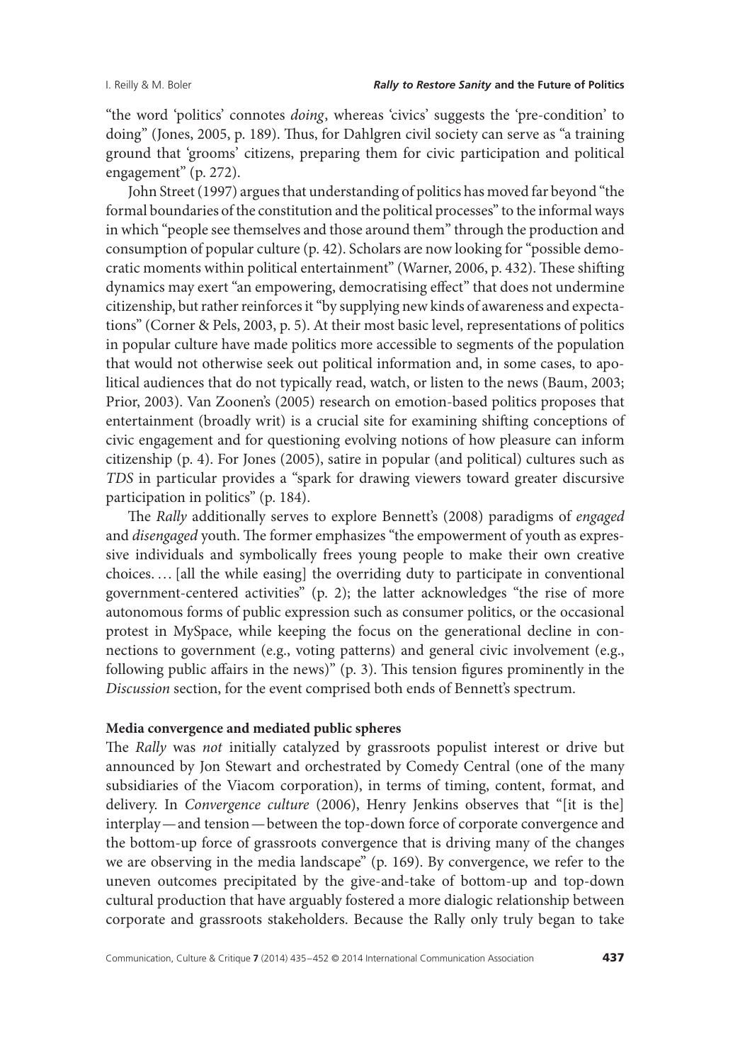"the word 'politics' connotes *doing*, whereas 'civics' suggests the 'pre-condition' to doing" (Jones, 2005, p. 189). Thus, for Dahlgren civil society can serve as "a training ground that 'grooms' citizens, preparing them for civic participation and political engagement" (p. 272).

John Street (1997) argues that understanding of politics has moved far beyond "the formal boundaries of the constitution and the political processes" to the informal ways in which "people see themselves and those around them" through the production and consumption of popular culture (p. 42). Scholars are now looking for "possible democratic moments within political entertainment" (Warner, 2006, p. 432). These shifting dynamics may exert "an empowering, democratising effect" that does not undermine citizenship, but rather reinforces it "by supplying new kinds of awareness and expectations" (Corner & Pels, 2003, p. 5). At their most basic level, representations of politics in popular culture have made politics more accessible to segments of the population that would not otherwise seek out political information and, in some cases, to apolitical audiences that do not typically read, watch, or listen to the news (Baum, 2003; Prior, 2003). Van Zoonen's (2005) research on emotion-based politics proposes that entertainment (broadly writ) is a crucial site for examining shifting conceptions of civic engagement and for questioning evolving notions of how pleasure can inform citizenship (p. 4). For Jones (2005), satire in popular (and political) cultures such as *TDS* in particular provides a "spark for drawing viewers toward greater discursive participation in politics" (p. 184).

The *Rally* additionally serves to explore Bennett's (2008) paradigms of *engaged* and *disengaged* youth. The former emphasizes "the empowerment of youth as expressive individuals and symbolically frees young people to make their own creative choices. … [all the while easing] the overriding duty to participate in conventional government-centered activities" (p. 2); the latter acknowledges "the rise of more autonomous forms of public expression such as consumer politics, or the occasional protest in MySpace, while keeping the focus on the generational decline in connections to government (e.g., voting patterns) and general civic involvement (e.g., following public affairs in the news)" (p. 3). This tension figures prominently in the *Discussion* section, for the event comprised both ends of Bennett's spectrum.

**Media convergence and mediated public spheres**

The *Rally* was *not* initially catalyzed by grassroots populist interest or drive but announced by Jon Stewart and orchestrated by Comedy Central (one of the many subsidiaries of the Viacom corporation), in terms of timing, content, format, and delivery. In *Convergence culture* (2006), Henry Jenkins observes that "[it is the] interplay—and tension—between the top-down force of corporate convergence and the bottom-up force of grassroots convergence that is driving many of the changes we are observing in the media landscape" (p. 169). By convergence, we refer to the uneven outcomes precipitated by the give-and-take of bottom-up and top-down cultural production that have arguably fostered a more dialogic relationship between corporate and grassroots stakeholders. Because the Rally only truly began to take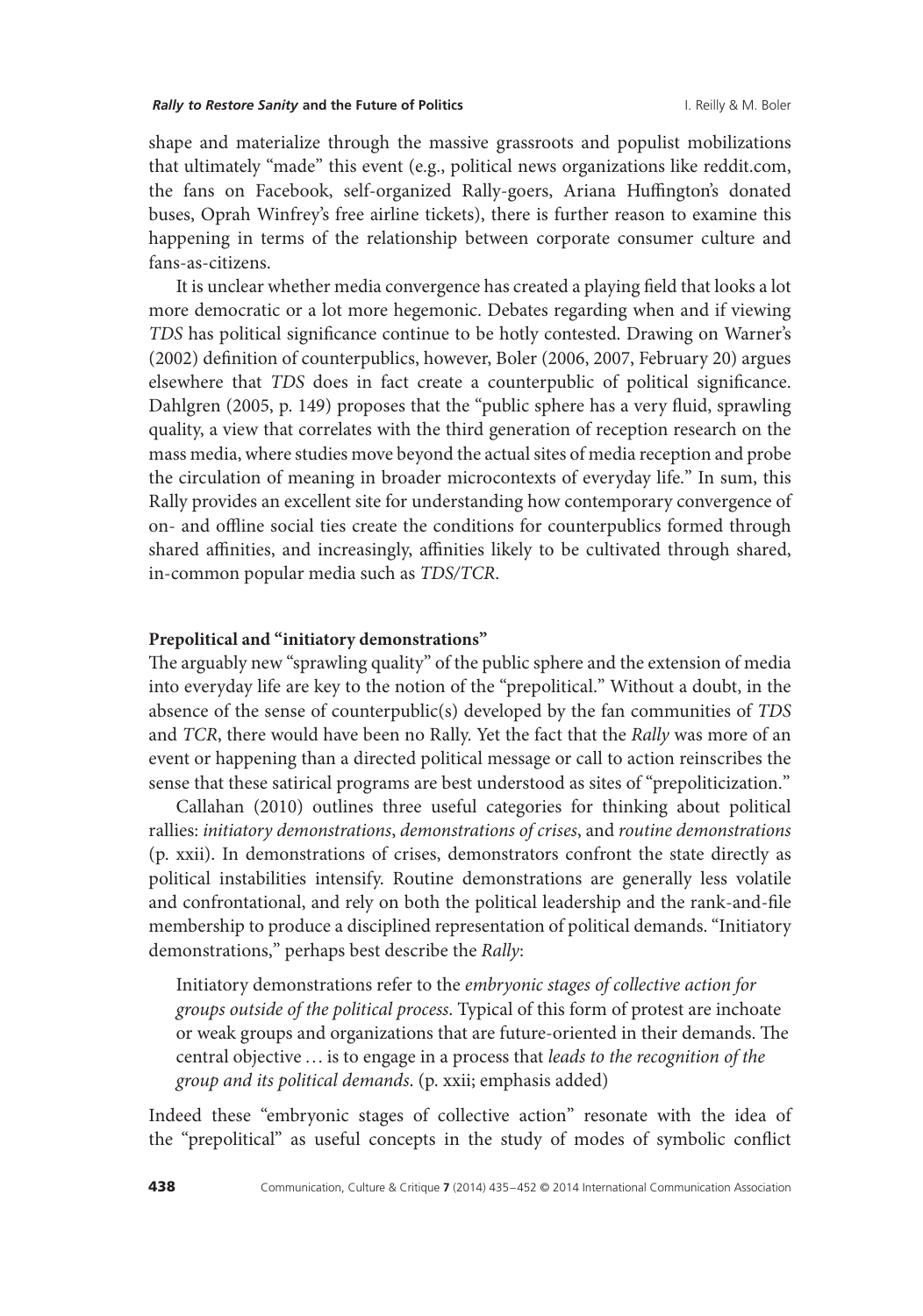shape and materialize through the massive grassroots and populist mobilizations that ultimately "made" this event (e.g., political news organizations like reddit.com, the fans on Facebook, self-organized Rally-goers, Ariana Huffington's donated buses, Oprah Winfrey's free airline tickets), there is further reason to examine this happening in terms of the relationship between corporate consumer culture and fans-as-citizens.

It is unclear whether media convergence has created a playing field that looks a lot more democratic or a lot more hegemonic. Debates regarding when and if viewing *TDS* has political significance continue to be hotly contested. Drawing on Warner's (2002) definition of counterpublics, however, Boler (2006, 2007, February 20) argues elsewhere that *TDS* does in fact create a counterpublic of political significance. Dahlgren (2005, p. 149) proposes that the "public sphere has a very fluid, sprawling quality, a view that correlates with the third generation of reception research on the mass media, where studies move beyond the actual sites of media reception and probe the circulation of meaning in broader microcontexts of everyday life." In sum, this Rally provides an excellent site for understanding how contemporary convergence of on- and offline social ties create the conditions for counterpublics formed through shared affinities, and increasingly, affinities likely to be cultivated through shared, in-common popular media such as *TDS/TCR*.

**Prepolitical and "initiatory demonstrations"**

The arguably new "sprawling quality" of the public sphere and the extension of media into everyday life are key to the notion of the "prepolitical." Without a doubt, in the absence of the sense of counterpublic(s) developed by the fan communities of *TDS* and *TCR*, there would have been no Rally. Yet the fact that the *Rally* was more of an event or happening than a directed political message or call to action reinscribes the sense that these satirical programs are best understood as sites of "prepoliticization."

Callahan (2010) outlines three useful categories for thinking about political rallies: *initiatory demonstrations*, *demonstrations of crises*, and *routine demonstrations* (p. xxii). In demonstrations of crises, demonstrators confront the state directly as political instabilities intensify. Routine demonstrations are generally less volatile and confrontational, and rely on both the political leadership and the rank-and-file membership to produce a disciplined representation of political demands. "Initiatory demonstrations," perhaps best describe the *Rally*:

> Initiatory demonstrations refer to the *embryonic stages of collective action for groups outside of the political process*. Typical of this form of protest are inchoate or weak groups and organizations that are future-oriented in their demands. The central objective … is to engage in a process that *leads to the recognition of the group and its political demands*. (p. xxii; emphasis added)

Indeed these "embryonic stages of collective action" resonate with the idea of the "prepolitical" as useful concepts in the study of modes of symbolic conflict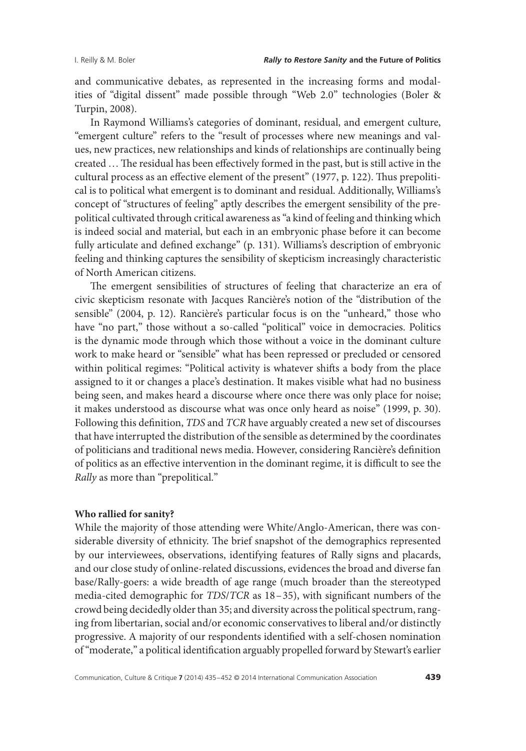and communicative debates, as represented in the increasing forms and modalities of "digital dissent" made possible through "Web 2.0" technologies (Boler & Turpin, 2008).

In Raymond Williams's categories of dominant, residual, and emergent culture, "emergent culture" refers to the "result of processes where new meanings and values, new practices, new relationships and kinds of relationships are continually being created … The residual has been effectively formed in the past, but is still active in the cultural process as an effective element of the present" (1977, p. 122). Thus prepolitical is to political what emergent is to dominant and residual. Additionally, Williams's concept of "structures of feeling" aptly describes the emergent sensibility of the prepolitical cultivated through critical awareness as "a kind of feeling and thinking which is indeed social and material, but each in an embryonic phase before it can become fully articulate and defined exchange" (p. 131). Williams's description of embryonic feeling and thinking captures the sensibility of skepticism increasingly characteristic of North American citizens.

The emergent sensibilities of structures of feeling that characterize an era of civic skepticism resonate with Jacques Rancière's notion of the "distribution of the sensible" (2004, p. 12). Rancière's particular focus is on the "unheard," those who have "no part," those without a so-called "political" voice in democracies. Politics is the dynamic mode through which those without a voice in the dominant culture work to make heard or "sensible" what has been repressed or precluded or censored within political regimes: "Political activity is whatever shifts a body from the place assigned to it or changes a place's destination. It makes visible what had no business being seen, and makes heard a discourse where once there was only place for noise; it makes understood as discourse what was once only heard as noise" (1999, p. 30). Following this definition, *TDS* and *TCR* have arguably created a new set of discourses that have interrupted the distribution of the sensible as determined by the coordinates of politicians and traditional news media. However, considering Rancière's definition of politics as an effective intervention in the dominant regime, it is difficult to see the *Rally* as more than "prepolitical."

**Who rallied for sanity?**

While the majority of those attending were White/Anglo-American, there was considerable diversity of ethnicity. The brief snapshot of the demographics represented by our interviewees, observations, identifying features of Rally signs and placards, and our close study of online-related discussions, evidences the broad and diverse fan base/Rally-goers: a wide breadth of age range (much broader than the stereotyped media-cited demographic for *TDS*/*TCR* as 18–35), with significant numbers of the crowd being decidedly older than 35; and diversity across the political spectrum, ranging from libertarian, social and/or economic conservatives to liberal and/or distinctly progressive. A majority of our respondents identified with a self-chosen nomination of "moderate," a political identification arguably propelled forward by Stewart's earlier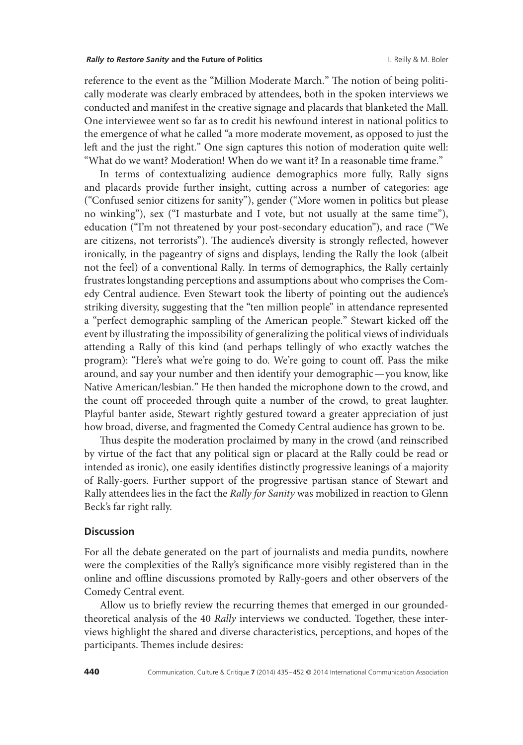reference to the event as the "Million Moderate March." The notion of being politically moderate was clearly embraced by attendees, both in the spoken interviews we conducted and manifest in the creative signage and placards that blanketed the Mall. One interviewee went so far as to credit his newfound interest in national politics to the emergence of what he called "a more moderate movement, as opposed to just the left and the just the right." One sign captures this notion of moderation quite well: "What do we want? Moderation! When do we want it? In a reasonable time frame."

In terms of contextualizing audience demographics more fully, Rally signs and placards provide further insight, cutting across a number of categories: age ("Confused senior citizens for sanity"), gender ("More women in politics but please no winking"), sex ("I masturbate and I vote, but not usually at the same time"), education ("I'm not threatened by your post-secondary education"), and race ("We are citizens, not terrorists"). The audience's diversity is strongly reflected, however ironically, in the pageantry of signs and displays, lending the Rally the look (albeit not the feel) of a conventional Rally. In terms of demographics, the Rally certainly frustrates longstanding perceptions and assumptions about who comprises the Comedy Central audience. Even Stewart took the liberty of pointing out the audience's striking diversity, suggesting that the "ten million people" in attendance represented a "perfect demographic sampling of the American people." Stewart kicked off the event by illustrating the impossibility of generalizing the political views of individuals attending a Rally of this kind (and perhaps tellingly of who exactly watches the program): "Here's what we're going to do. We're going to count off. Pass the mike around, and say your number and then identify your demographic—you know, like Native American/lesbian." He then handed the microphone down to the crowd, and the count off proceeded through quite a number of the crowd, to great laughter. Playful banter aside, Stewart rightly gestured toward a greater appreciation of just how broad, diverse, and fragmented the Comedy Central audience has grown to be.

Thus despite the moderation proclaimed by many in the crowd (and reinscribed by virtue of the fact that any political sign or placard at the Rally could be read or intended as ironic), one easily identifies distinctly progressive leanings of a majority of Rally-goers. Further support of the progressive partisan stance of Stewart and Rally attendees lies in the fact the *Rally for Sanity* was mobilized in reaction to Glenn Beck's far right rally.

## Discussion

For all the debate generated on the part of journalists and media pundits, nowhere were the complexities of the Rally's significance more visibly registered than in the online and offline discussions promoted by Rally-goers and other observers of the Comedy Central event.

Allow us to briefly review the recurring themes that emerged in our grounded-theoretical analysis of the 40 *Rally* interviews we conducted. Together, these interviews highlight the shared and diverse characteristics, perceptions, and hopes of the participants. Themes include desires: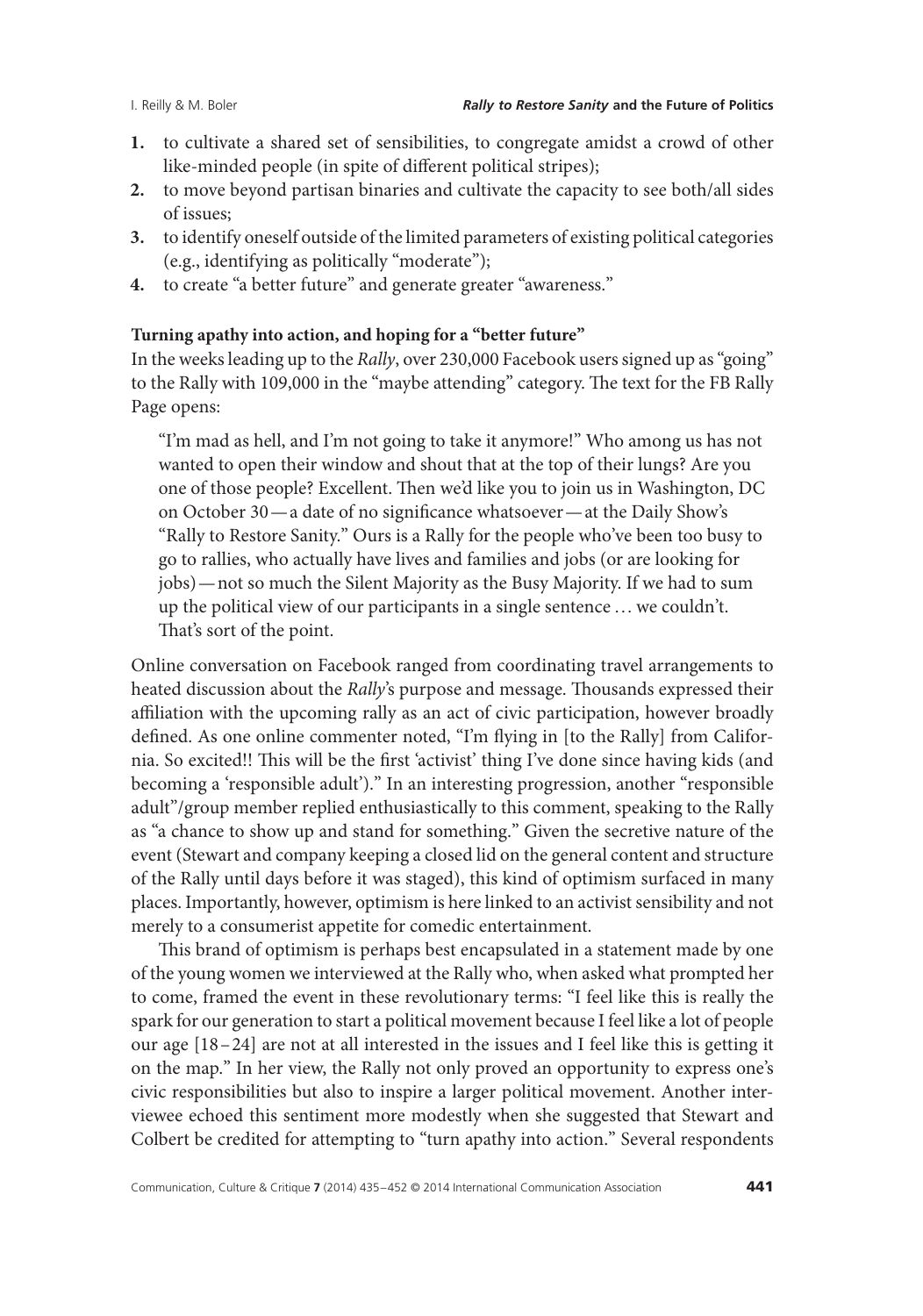1. to cultivate a shared set of sensibilities, to congregate amidst a crowd of other like-minded people (in spite of different political stripes);
2. to move beyond partisan binaries and cultivate the capacity to see both/all sides of issues;
3. to identify oneself outside of the limited parameters of existing political categories (e.g., identifying as politically "moderate");
4. to create "a better future" and generate greater "awareness."

**Turning apathy into action, and hoping for a "better future"**

In the weeks leading up to the *Rally*, over 230,000 Facebook users signed up as "going" to the Rally with 109,000 in the "maybe attending" category. The text for the FB Rally Page opens:

> "I'm mad as hell, and I'm not going to take it anymore!" Who among us has not wanted to open their window and shout that at the top of their lungs? Are you one of those people? Excellent. Then we'd like you to join us in Washington, DC on October 30—a date of no significance whatsoever—at the Daily Show's "Rally to Restore Sanity." Ours is a Rally for the people who've been too busy to go to rallies, who actually have lives and families and jobs (or are looking for jobs)—not so much the Silent Majority as the Busy Majority. If we had to sum up the political view of our participants in a single sentence … we couldn't. That's sort of the point.

Online conversation on Facebook ranged from coordinating travel arrangements to heated discussion about the *Rally*'s purpose and message. Thousands expressed their affiliation with the upcoming rally as an act of civic participation, however broadly defined. As one online commenter noted, "I'm flying in [to the Rally] from California. So excited!! This will be the first 'activist' thing I've done since having kids (and becoming a 'responsible adult')." In an interesting progression, another "responsible adult"/group member replied enthusiastically to this comment, speaking to the Rally as "a chance to show up and stand for something." Given the secretive nature of the event (Stewart and company keeping a closed lid on the general content and structure of the Rally until days before it was staged), this kind of optimism surfaced in many places. Importantly, however, optimism is here linked to an activist sensibility and not merely to a consumerist appetite for comedic entertainment.

This brand of optimism is perhaps best encapsulated in a statement made by one of the young women we interviewed at the Rally who, when asked what prompted her to come, framed the event in these revolutionary terms: "I feel like this is really the spark for our generation to start a political movement because I feel like a lot of people our age [18–24] are not at all interested in the issues and I feel like this is getting it on the map." In her view, the Rally not only proved an opportunity to express one's civic responsibilities but also to inspire a larger political movement. Another interviewee echoed this sentiment more modestly when she suggested that Stewart and Colbert be credited for attempting to "turn apathy into action." Several respondents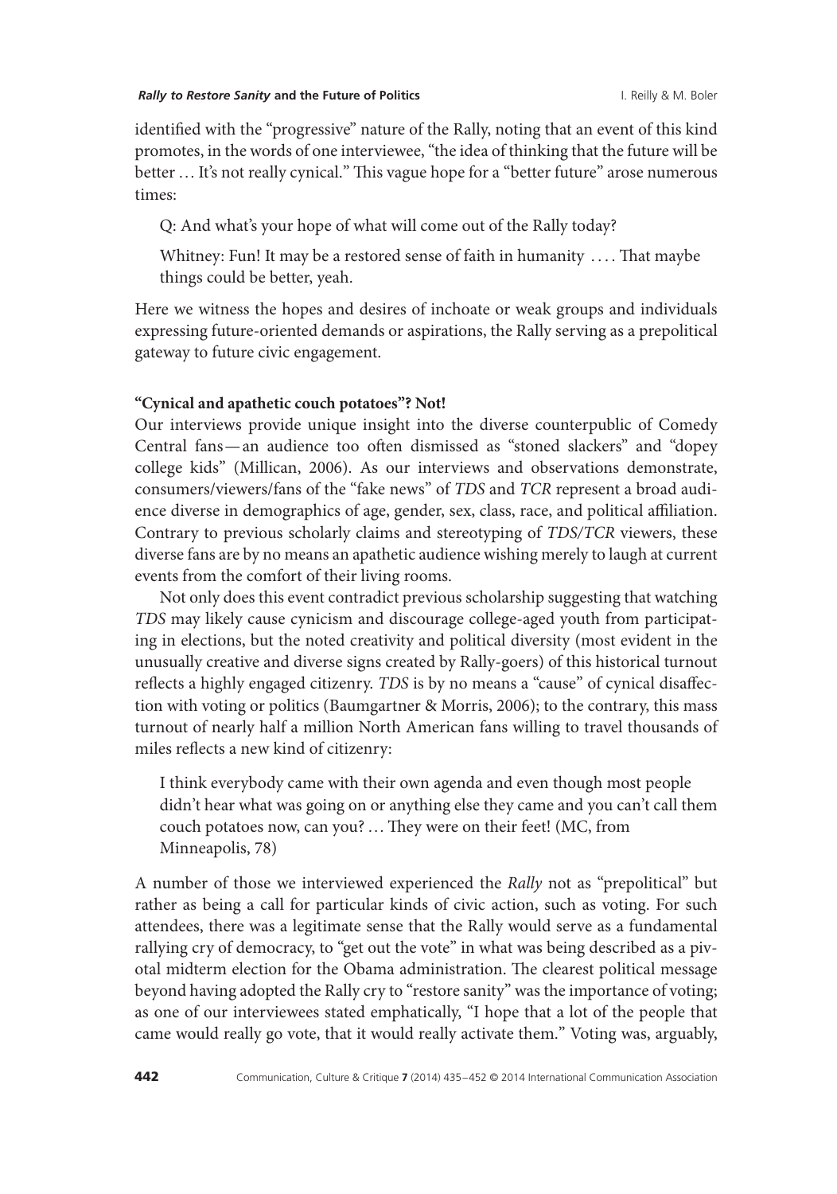identified with the "progressive" nature of the Rally, noting that an event of this kind promotes, in the words of one interviewee, "the idea of thinking that the future will be better … It's not really cynical." This vague hope for a "better future" arose numerous times:

> Q: And what's your hope of what will come out of the Rally today?
>
> Whitney: Fun! It may be a restored sense of faith in humanity …. That maybe things could be better, yeah.

Here we witness the hopes and desires of inchoate or weak groups and individuals expressing future-oriented demands or aspirations, the Rally serving as a prepolitical gateway to future civic engagement.

**"Cynical and apathetic couch potatoes"? Not!**

Our interviews provide unique insight into the diverse counterpublic of Comedy Central fans—an audience too often dismissed as "stoned slackers" and "dopey college kids" (Millican, 2006). As our interviews and observations demonstrate, consumers/viewers/fans of the "fake news" of *TDS* and *TCR* represent a broad audience diverse in demographics of age, gender, sex, class, race, and political affiliation. Contrary to previous scholarly claims and stereotyping of *TDS*/*TCR* viewers, these diverse fans are by no means an apathetic audience wishing merely to laugh at current events from the comfort of their living rooms.

Not only does this event contradict previous scholarship suggesting that watching *TDS* may likely cause cynicism and discourage college-aged youth from participating in elections, but the noted creativity and political diversity (most evident in the unusually creative and diverse signs created by Rally-goers) of this historical turnout reflects a highly engaged citizenry. *TDS* is by no means a "cause" of cynical disaffection with voting or politics (Baumgartner & Morris, 2006); to the contrary, this mass turnout of nearly half a million North American fans willing to travel thousands of miles reflects a new kind of citizenry:

> I think everybody came with their own agenda and even though most people didn't hear what was going on or anything else they came and you can't call them couch potatoes now, can you? … They were on their feet! (MC, from Minneapolis, 78)

A number of those we interviewed experienced the *Rally* not as "prepolitical" but rather as being a call for particular kinds of civic action, such as voting. For such attendees, there was a legitimate sense that the Rally would serve as a fundamental rallying cry of democracy, to "get out the vote" in what was being described as a pivotal midterm election for the Obama administration. The clearest political message beyond having adopted the Rally cry to "restore sanity" was the importance of voting; as one of our interviewees stated emphatically, "I hope that a lot of the people that came would really go vote, that it would really activate them." Voting was, arguably,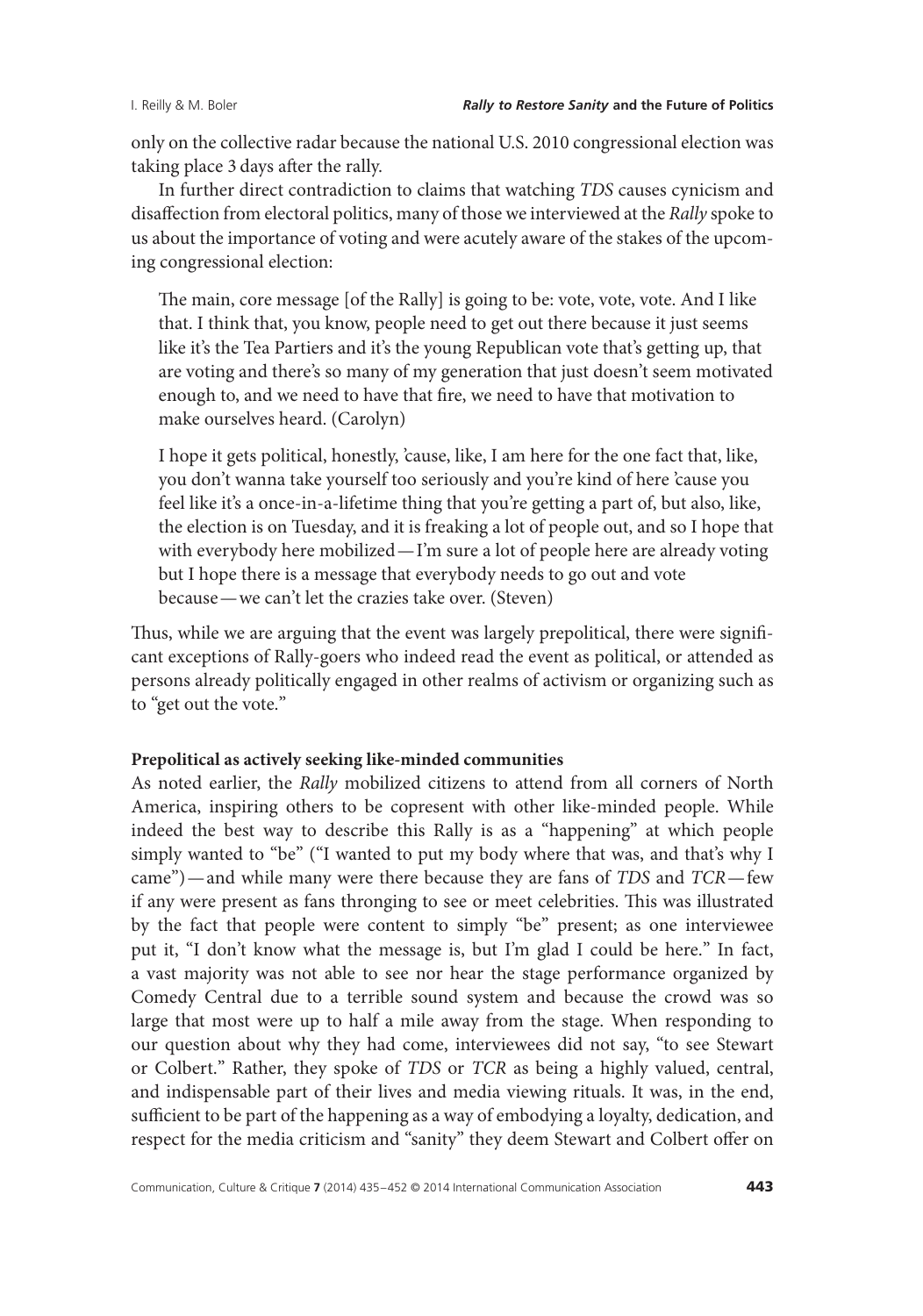only on the collective radar because the national U.S. 2010 congressional election was taking place 3 days after the rally.

In further direct contradiction to claims that watching *TDS* causes cynicism and disaffection from electoral politics, many of those we interviewed at the *Rally* spoke to us about the importance of voting and were acutely aware of the stakes of the upcoming congressional election:

> The main, core message [of the Rally] is going to be: vote, vote, vote. And I like that. I think that, you know, people need to get out there because it just seems like it's the Tea Partiers and it's the young Republican vote that's getting up, that are voting and there's so many of my generation that just doesn't seem motivated enough to, and we need to have that fire, we need to have that motivation to make ourselves heard. (Carolyn)

> I hope it gets political, honestly, 'cause, like, I am here for the one fact that, like, you don't wanna take yourself too seriously and you're kind of here 'cause you feel like it's a once-in-a-lifetime thing that you're getting a part of, but also, like, the election is on Tuesday, and it is freaking a lot of people out, and so I hope that with everybody here mobilized — I'm sure a lot of people here are already voting but I hope there is a message that everybody needs to go out and vote because — we can't let the crazies take over. (Steven)

Thus, while we are arguing that the event was largely prepolitical, there were significant exceptions of Rally-goers who indeed read the event as political, or attended as persons already politically engaged in other realms of activism or organizing such as to "get out the vote."

**Prepolitical as actively seeking like-minded communities**

As noted earlier, the *Rally* mobilized citizens to attend from all corners of North America, inspiring others to be copresent with other like-minded people. While indeed the best way to describe this Rally is as a "happening" at which people simply wanted to "be" ("I wanted to put my body where that was, and that's why I came") — and while many were there because they are fans of *TDS* and *TCR* — few if any were present as fans thronging to see or meet celebrities. This was illustrated by the fact that people were content to simply "be" present; as one interviewee put it, "I don't know what the message is, but I'm glad I could be here." In fact, a vast majority was not able to see nor hear the stage performance organized by Comedy Central due to a terrible sound system and because the crowd was so large that most were up to half a mile away from the stage. When responding to our question about why they had come, interviewees did not say, "to see Stewart or Colbert." Rather, they spoke of *TDS* or *TCR* as being a highly valued, central, and indispensable part of their lives and media viewing rituals. It was, in the end, sufficient to be part of the happening as a way of embodying a loyalty, dedication, and respect for the media criticism and "sanity" they deem Stewart and Colbert offer on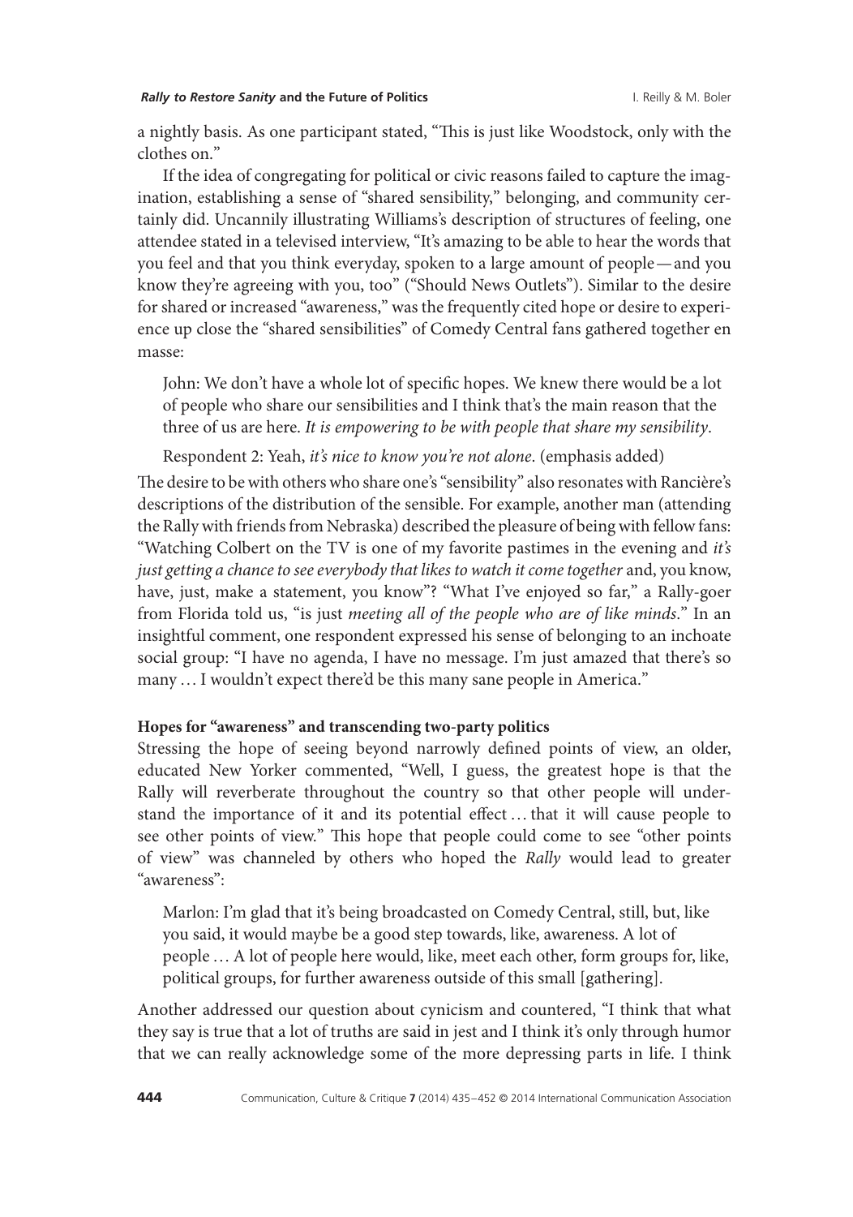a nightly basis. As one participant stated, "This is just like Woodstock, only with the clothes on."

If the idea of congregating for political or civic reasons failed to capture the imagination, establishing a sense of "shared sensibility," belonging, and community certainly did. Uncannily illustrating Williams's description of structures of feeling, one attendee stated in a televised interview, "It's amazing to be able to hear the words that you feel and that you think everyday, spoken to a large amount of people—and you know they're agreeing with you, too" ("Should News Outlets"). Similar to the desire for shared or increased "awareness," was the frequently cited hope or desire to experience up close the "shared sensibilities" of Comedy Central fans gathered together en masse:

> John: We don't have a whole lot of specific hopes. We knew there would be a lot of people who share our sensibilities and I think that's the main reason that the three of us are here. *It is empowering to be with people that share my sensibility*.
>
> Respondent 2: Yeah, *it's nice to know you're not alone*. (emphasis added)

The desire to be with others who share one's "sensibility" also resonates with Rancière's descriptions of the distribution of the sensible. For example, another man (attending the Rally with friends from Nebraska) described the pleasure of being with fellow fans: "Watching Colbert on the TV is one of my favorite pastimes in the evening and *it's just getting a chance to see everybody that likes to watch it come together* and, you know, have, just, make a statement, you know"? "What I've enjoyed so far," a Rally-goer from Florida told us, "is just *meeting all of the people who are of like minds*." In an insightful comment, one respondent expressed his sense of belonging to an inchoate social group: "I have no agenda, I have no message. I'm just amazed that there's so many … I wouldn't expect there'd be this many sane people in America."

**Hopes for "awareness" and transcending two-party politics**

Stressing the hope of seeing beyond narrowly defined points of view, an older, educated New Yorker commented, "Well, I guess, the greatest hope is that the Rally will reverberate throughout the country so that other people will understand the importance of it and its potential effect … that it will cause people to see other points of view." This hope that people could come to see "other points of view" was channeled by others who hoped the *Rally* would lead to greater "awareness":

> Marlon: I'm glad that it's being broadcasted on Comedy Central, still, but, like you said, it would maybe be a good step towards, like, awareness. A lot of people … A lot of people here would, like, meet each other, form groups for, like, political groups, for further awareness outside of this small [gathering].

Another addressed our question about cynicism and countered, "I think that what they say is true that a lot of truths are said in jest and I think it's only through humor that we can really acknowledge some of the more depressing parts in life. I think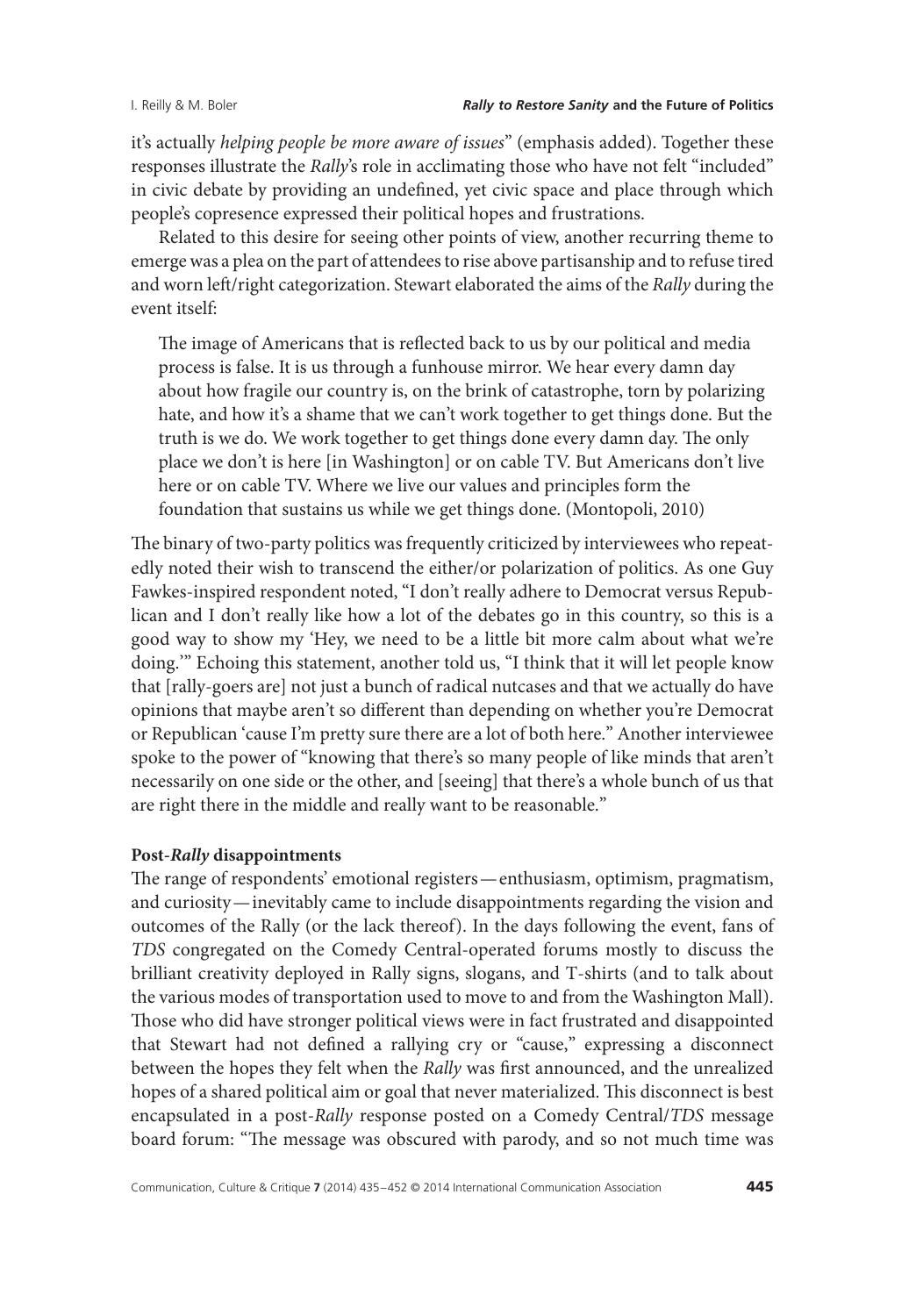it's actually *helping people be more aware of issues*" (emphasis added). Together these responses illustrate the *Rally*'s role in acclimating those who have not felt "included" in civic debate by providing an undefined, yet civic space and place through which people's copresence expressed their political hopes and frustrations.

Related to this desire for seeing other points of view, another recurring theme to emerge was a plea on the part of attendees to rise above partisanship and to refuse tired and worn left/right categorization. Stewart elaborated the aims of the *Rally* during the event itself:

> The image of Americans that is reflected back to us by our political and media process is false. It is us through a funhouse mirror. We hear every damn day about how fragile our country is, on the brink of catastrophe, torn by polarizing hate, and how it's a shame that we can't work together to get things done. But the truth is we do. We work together to get things done every damn day. The only place we don't is here [in Washington] or on cable TV. But Americans don't live here or on cable TV. Where we live our values and principles form the foundation that sustains us while we get things done. (Montopoli, 2010)

The binary of two-party politics was frequently criticized by interviewees who repeatedly noted their wish to transcend the either/or polarization of politics. As one Guy Fawkes-inspired respondent noted, "I don't really adhere to Democrat versus Republican and I don't really like how a lot of the debates go in this country, so this is a good way to show my 'Hey, we need to be a little bit more calm about what we're doing.'" Echoing this statement, another told us, "I think that it will let people know that [rally-goers are] not just a bunch of radical nutcases and that we actually do have opinions that maybe aren't so different than depending on whether you're Democrat or Republican 'cause I'm pretty sure there are a lot of both here." Another interviewee spoke to the power of "knowing that there's so many people of like minds that aren't necessarily on one side or the other, and [seeing] that there's a whole bunch of us that are right there in the middle and really want to be reasonable."

**Post-*Rally* disappointments**

The range of respondents' emotional registers — enthusiasm, optimism, pragmatism, and curiosity — inevitably came to include disappointments regarding the vision and outcomes of the Rally (or the lack thereof). In the days following the event, fans of *TDS* congregated on the Comedy Central-operated forums mostly to discuss the brilliant creativity deployed in Rally signs, slogans, and T-shirts (and to talk about the various modes of transportation used to move to and from the Washington Mall). Those who did have stronger political views were in fact frustrated and disappointed that Stewart had not defined a rallying cry or "cause," expressing a disconnect between the hopes they felt when the *Rally* was first announced, and the unrealized hopes of a shared political aim or goal that never materialized. This disconnect is best encapsulated in a post-*Rally* response posted on a Comedy Central/*TDS* message board forum: "The message was obscured with parody, and so not much time was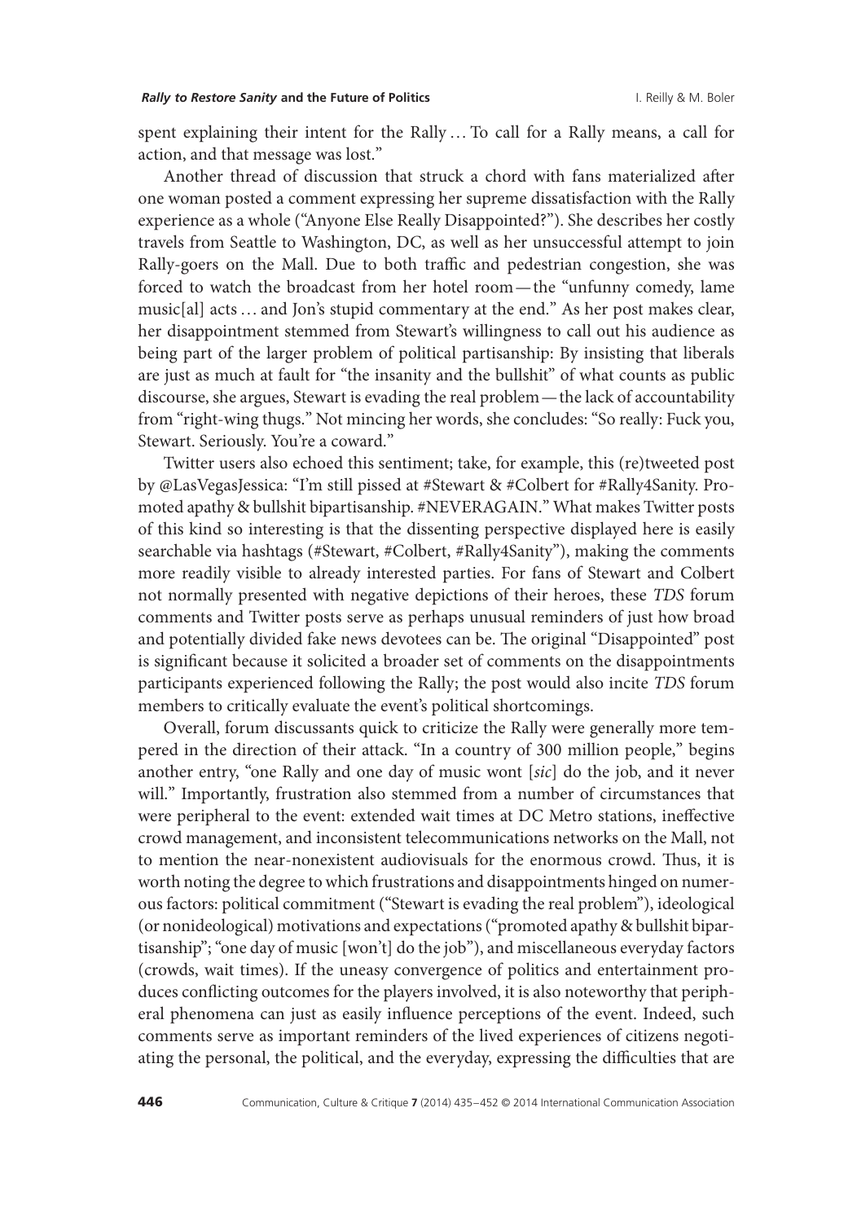spent explaining their intent for the Rally … To call for a Rally means, a call for action, and that message was lost."

Another thread of discussion that struck a chord with fans materialized after one woman posted a comment expressing her supreme dissatisfaction with the Rally experience as a whole ("Anyone Else Really Disappointed?"). She describes her costly travels from Seattle to Washington, DC, as well as her unsuccessful attempt to join Rally-goers on the Mall. Due to both traffic and pedestrian congestion, she was forced to watch the broadcast from her hotel room—the "unfunny comedy, lame music[al] acts … and Jon's stupid commentary at the end." As her post makes clear, her disappointment stemmed from Stewart's willingness to call out his audience as being part of the larger problem of political partisanship: By insisting that liberals are just as much at fault for "the insanity and the bullshit" of what counts as public discourse, she argues, Stewart is evading the real problem—the lack of accountability from "right-wing thugs." Not mincing her words, she concludes: "So really: Fuck you, Stewart. Seriously. You're a coward."

Twitter users also echoed this sentiment; take, for example, this (re)tweeted post by @LasVegasJessica: "I'm still pissed at #Stewart & #Colbert for #Rally4Sanity. Promoted apathy & bullshit bipartisanship. #NEVERAGAIN." What makes Twitter posts of this kind so interesting is that the dissenting perspective displayed here is easily searchable via hashtags (#Stewart, #Colbert, #Rally4Sanity"), making the comments more readily visible to already interested parties. For fans of Stewart and Colbert not normally presented with negative depictions of their heroes, these *TDS* forum comments and Twitter posts serve as perhaps unusual reminders of just how broad and potentially divided fake news devotees can be. The original "Disappointed" post is significant because it solicited a broader set of comments on the disappointments participants experienced following the Rally; the post would also incite *TDS* forum members to critically evaluate the event's political shortcomings.

Overall, forum discussants quick to criticize the Rally were generally more tempered in the direction of their attack. "In a country of 300 million people," begins another entry, "one Rally and one day of music wont [*sic*] do the job, and it never will." Importantly, frustration also stemmed from a number of circumstances that were peripheral to the event: extended wait times at DC Metro stations, ineffective crowd management, and inconsistent telecommunications networks on the Mall, not to mention the near-nonexistent audiovisuals for the enormous crowd. Thus, it is worth noting the degree to which frustrations and disappointments hinged on numerous factors: political commitment ("Stewart is evading the real problem"), ideological (or nonideological) motivations and expectations ("promoted apathy & bullshit bipartisanship"; "one day of music [won't] do the job"), and miscellaneous everyday factors (crowds, wait times). If the uneasy convergence of politics and entertainment produces conflicting outcomes for the players involved, it is also noteworthy that peripheral phenomena can just as easily influence perceptions of the event. Indeed, such comments serve as important reminders of the lived experiences of citizens negotiating the personal, the political, and the everyday, expressing the difficulties that are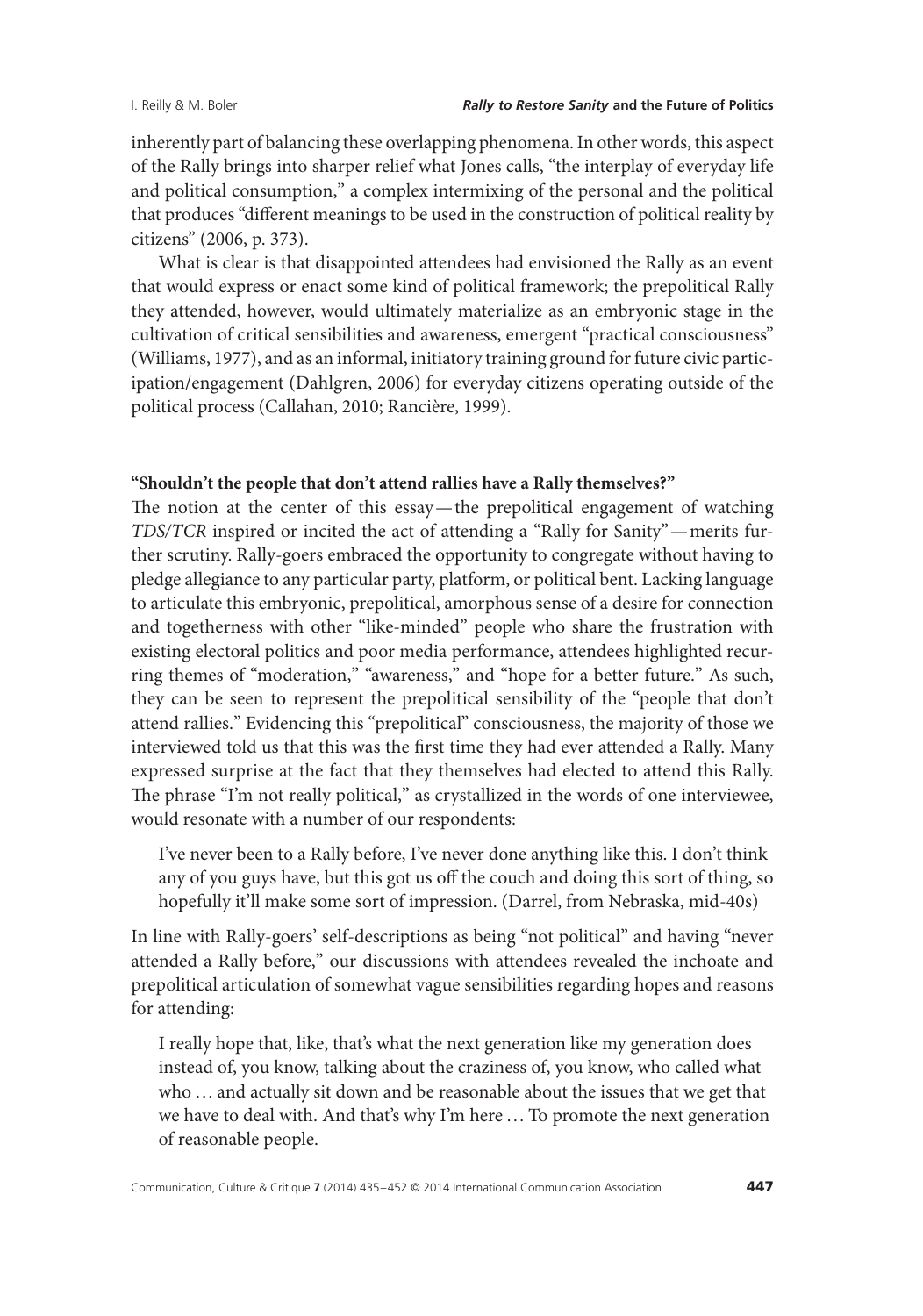inherently part of balancing these overlapping phenomena. In other words, this aspect of the Rally brings into sharper relief what Jones calls, "the interplay of everyday life and political consumption," a complex intermixing of the personal and the political that produces "different meanings to be used in the construction of political reality by citizens" (2006, p. 373).

What is clear is that disappointed attendees had envisioned the Rally as an event that would express or enact some kind of political framework; the prepolitical Rally they attended, however, would ultimately materialize as an embryonic stage in the cultivation of critical sensibilities and awareness, emergent "practical consciousness" (Williams, 1977), and as an informal, initiatory training ground for future civic participation/engagement (Dahlgren, 2006) for everyday citizens operating outside of the political process (Callahan, 2010; Rancière, 1999).

### "Shouldn't the people that don't attend rallies have a Rally themselves?"

The notion at the center of this essay—the prepolitical engagement of watching *TDS/TCR* inspired or incited the act of attending a "Rally for Sanity"—merits further scrutiny. Rally-goers embraced the opportunity to congregate without having to pledge allegiance to any particular party, platform, or political bent. Lacking language to articulate this embryonic, prepolitical, amorphous sense of a desire for connection and togetherness with other "like-minded" people who share the frustration with existing electoral politics and poor media performance, attendees highlighted recurring themes of "moderation," "awareness," and "hope for a better future." As such, they can be seen to represent the prepolitical sensibility of the "people that don't attend rallies." Evidencing this "prepolitical" consciousness, the majority of those we interviewed told us that this was the first time they had ever attended a Rally. Many expressed surprise at the fact that they themselves had elected to attend this Rally. The phrase "I'm not really political," as crystallized in the words of one interviewee, would resonate with a number of our respondents:

> I've never been to a Rally before, I've never done anything like this. I don't think any of you guys have, but this got us off the couch and doing this sort of thing, so hopefully it'll make some sort of impression. (Darrel, from Nebraska, mid-40s)

In line with Rally-goers' self-descriptions as being "not political" and having "never attended a Rally before," our discussions with attendees revealed the inchoate and prepolitical articulation of somewhat vague sensibilities regarding hopes and reasons for attending:

> I really hope that, like, that's what the next generation like my generation does instead of, you know, talking about the craziness of, you know, who called what who … and actually sit down and be reasonable about the issues that we get that we have to deal with. And that's why I'm here … To promote the next generation of reasonable people.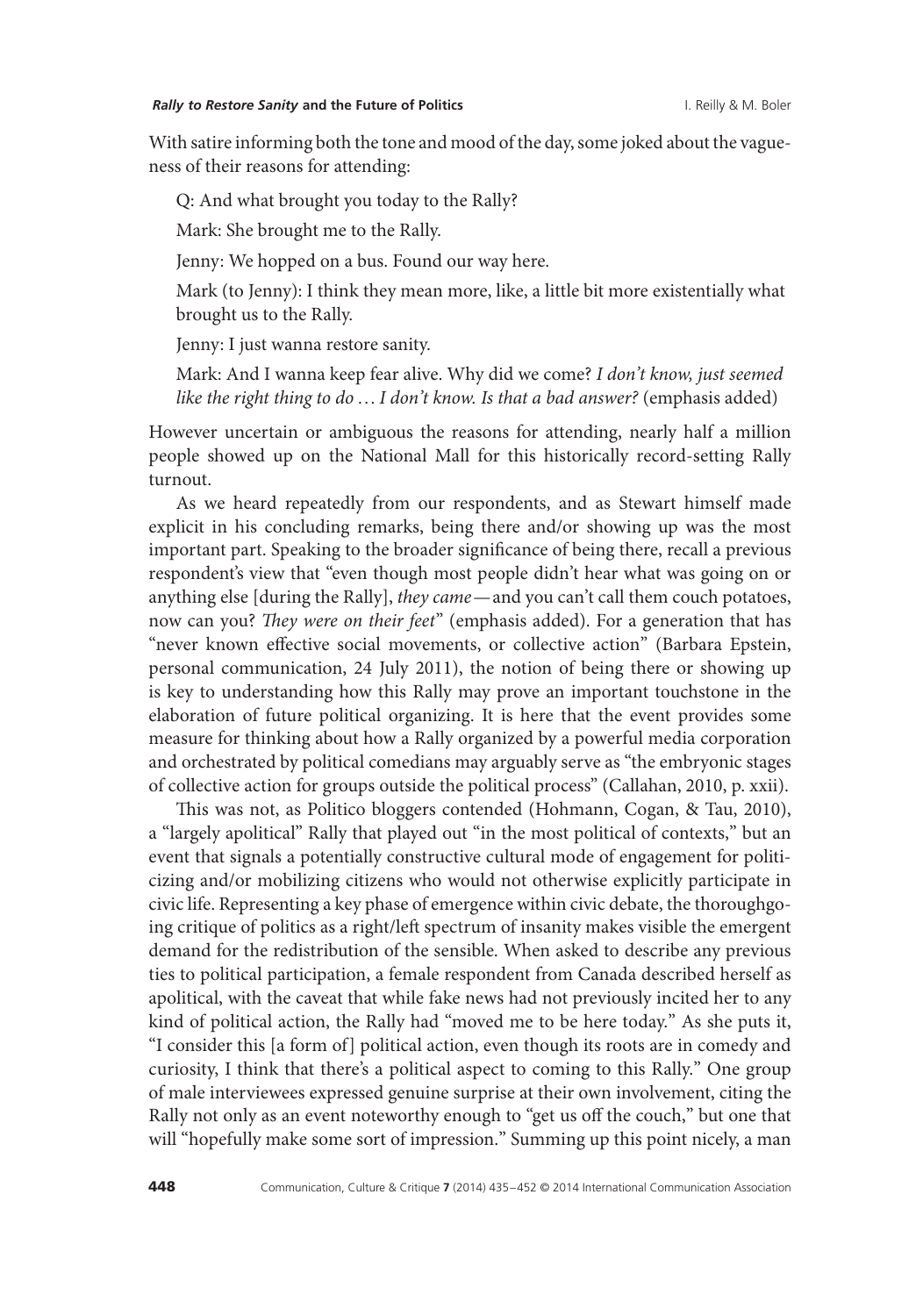With satire informing both the tone and mood of the day, some joked about the vagueness of their reasons for attending:

> Q: And what brought you today to the Rally?
>
> Mark: She brought me to the Rally.
>
> Jenny: We hopped on a bus. Found our way here.
>
> Mark (to Jenny): I think they mean more, like, a little bit more existentially what brought us to the Rally.
>
> Jenny: I just wanna restore sanity.
>
> Mark: And I wanna keep fear alive. Why did we come? *I don't know, just seemed like the right thing to do … I don't know. Is that a bad answer?* (emphasis added)

However uncertain or ambiguous the reasons for attending, nearly half a million people showed up on the National Mall for this historically record-setting Rally turnout.

As we heard repeatedly from our respondents, and as Stewart himself made explicit in his concluding remarks, being there and/or showing up was the most important part. Speaking to the broader significance of being there, recall a previous respondent's view that "even though most people didn't hear what was going on or anything else [during the Rally], *they came*—and you can't call them couch potatoes, now can you? *They were on their feet*" (emphasis added). For a generation that has "never known effective social movements, or collective action" (Barbara Epstein, personal communication, 24 July 2011), the notion of being there or showing up is key to understanding how this Rally may prove an important touchstone in the elaboration of future political organizing. It is here that the event provides some measure for thinking about how a Rally organized by a powerful media corporation and orchestrated by political comedians may arguably serve as "the embryonic stages of collective action for groups outside the political process" (Callahan, 2010, p. xxii).

This was not, as Politico bloggers contended (Hohmann, Cogan, & Tau, 2010), a "largely apolitical" Rally that played out "in the most political of contexts," but an event that signals a potentially constructive cultural mode of engagement for politicizing and/or mobilizing citizens who would not otherwise explicitly participate in civic life. Representing a key phase of emergence within civic debate, the thoroughgoing critique of politics as a right/left spectrum of insanity makes visible the emergent demand for the redistribution of the sensible. When asked to describe any previous ties to political participation, a female respondent from Canada described herself as apolitical, with the caveat that while fake news had not previously incited her to any kind of political action, the Rally had "moved me to be here today." As she puts it, "I consider this [a form of] political action, even though its roots are in comedy and curiosity, I think that there's a political aspect to coming to this Rally." One group of male interviewees expressed genuine surprise at their own involvement, citing the Rally not only as an event noteworthy enough to "get us off the couch," but one that will "hopefully make some sort of impression." Summing up this point nicely, a man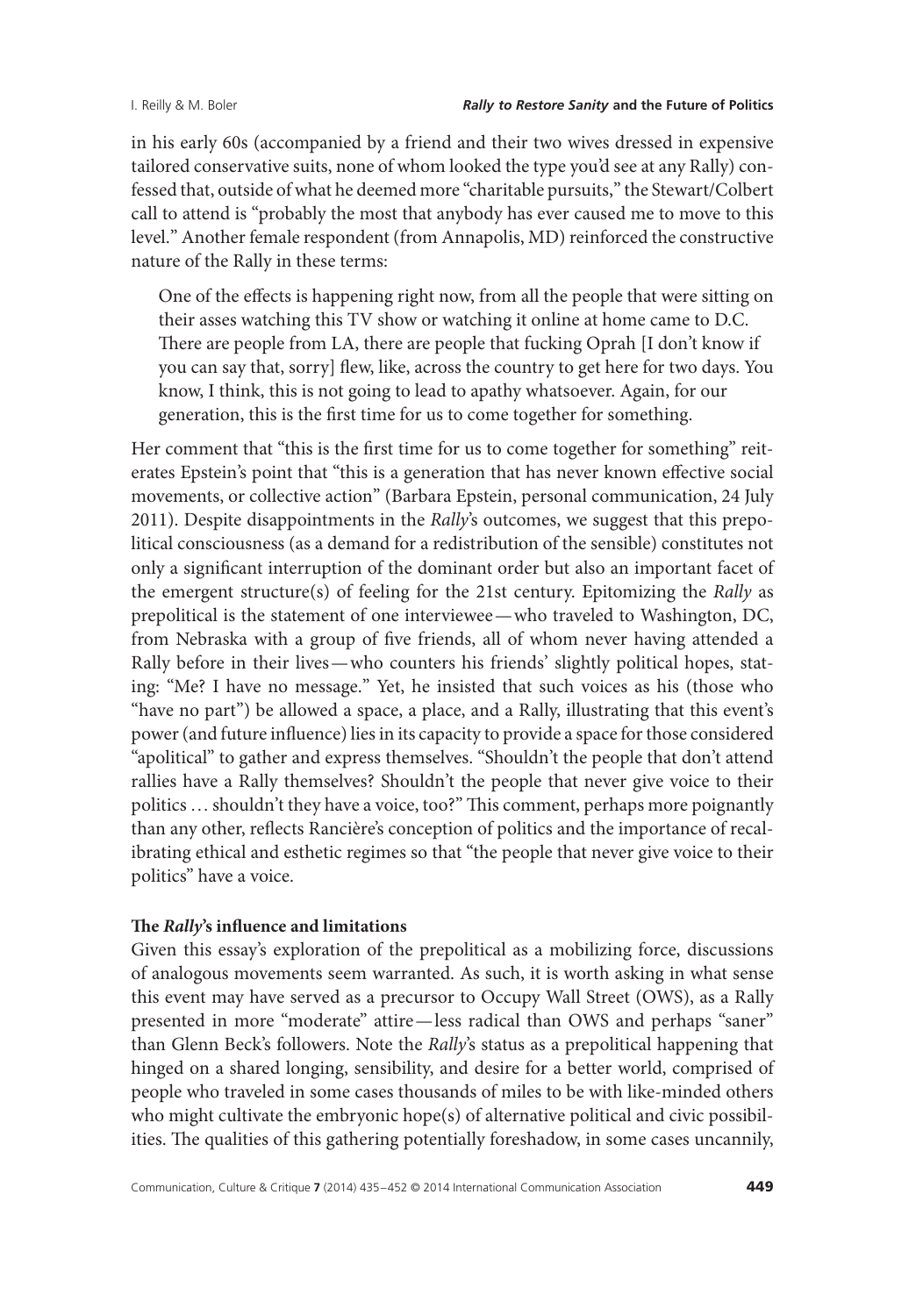in his early 60s (accompanied by a friend and their two wives dressed in expensive tailored conservative suits, none of whom looked the type you'd see at any Rally) confessed that, outside of what he deemed more "charitable pursuits," the Stewart/Colbert call to attend is "probably the most that anybody has ever caused me to move to this level." Another female respondent (from Annapolis, MD) reinforced the constructive nature of the Rally in these terms:

> One of the effects is happening right now, from all the people that were sitting on their asses watching this TV show or watching it online at home came to D.C. There are people from LA, there are people that fucking Oprah [I don't know if you can say that, sorry] flew, like, across the country to get here for two days. You know, I think, this is not going to lead to apathy whatsoever. Again, for our generation, this is the first time for us to come together for something.

Her comment that "this is the first time for us to come together for something" reiterates Epstein's point that "this is a generation that has never known effective social movements, or collective action" (Barbara Epstein, personal communication, 24 July 2011). Despite disappointments in the *Rally*'s outcomes, we suggest that this prepolitical consciousness (as a demand for a redistribution of the sensible) constitutes not only a significant interruption of the dominant order but also an important facet of the emergent structure(s) of feeling for the 21st century. Epitomizing the *Rally* as prepolitical is the statement of one interviewee—who traveled to Washington, DC, from Nebraska with a group of five friends, all of whom never having attended a Rally before in their lives—who counters his friends' slightly political hopes, stating: "Me? I have no message." Yet, he insisted that such voices as his (those who "have no part") be allowed a space, a place, and a Rally, illustrating that this event's power (and future influence) lies in its capacity to provide a space for those considered "apolitical" to gather and express themselves. "Shouldn't the people that don't attend rallies have a Rally themselves? Shouldn't the people that never give voice to their politics … shouldn't they have a voice, too?" This comment, perhaps more poignantly than any other, reflects Rancière's conception of politics and the importance of recalibrating ethical and esthetic regimes so that "the people that never give voice to their politics" have a voice.

### The *Rally*'s influence and limitations

Given this essay's exploration of the prepolitical as a mobilizing force, discussions of analogous movements seem warranted. As such, it is worth asking in what sense this event may have served as a precursor to Occupy Wall Street (OWS), as a Rally presented in more "moderate" attire—less radical than OWS and perhaps "saner" than Glenn Beck's followers. Note the *Rally*'s status as a prepolitical happening that hinged on a shared longing, sensibility, and desire for a better world, comprised of people who traveled in some cases thousands of miles to be with like-minded others who might cultivate the embryonic hope(s) of alternative political and civic possibilities. The qualities of this gathering potentially foreshadow, in some cases uncannily,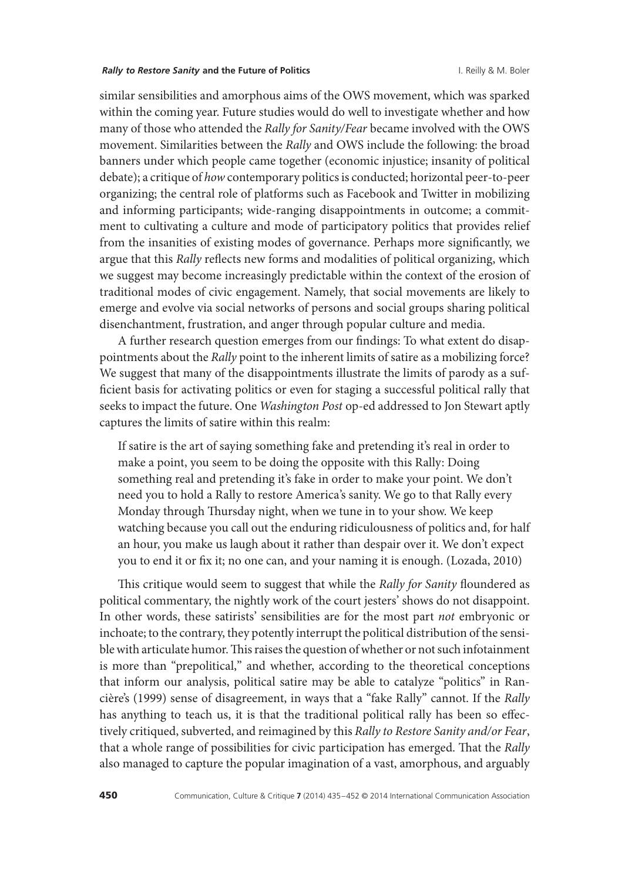similar sensibilities and amorphous aims of the OWS movement, which was sparked within the coming year. Future studies would do well to investigate whether and how many of those who attended the *Rally for Sanity/Fear* became involved with the OWS movement. Similarities between the *Rally* and OWS include the following: the broad banners under which people came together (economic injustice; insanity of political debate); a critique of *how* contemporary politics is conducted; horizontal peer-to-peer organizing; the central role of platforms such as Facebook and Twitter in mobilizing and informing participants; wide-ranging disappointments in outcome; a commitment to cultivating a culture and mode of participatory politics that provides relief from the insanities of existing modes of governance. Perhaps more significantly, we argue that this *Rally* reflects new forms and modalities of political organizing, which we suggest may become increasingly predictable within the context of the erosion of traditional modes of civic engagement. Namely, that social movements are likely to emerge and evolve via social networks of persons and social groups sharing political disenchantment, frustration, and anger through popular culture and media.

A further research question emerges from our findings: To what extent do disappointments about the *Rally* point to the inherent limits of satire as a mobilizing force? We suggest that many of the disappointments illustrate the limits of parody as a sufficient basis for activating politics or even for staging a successful political rally that seeks to impact the future. One *Washington Post* op-ed addressed to Jon Stewart aptly captures the limits of satire within this realm:

> If satire is the art of saying something fake and pretending it's real in order to make a point, you seem to be doing the opposite with this Rally: Doing something real and pretending it's fake in order to make your point. We don't need you to hold a Rally to restore America's sanity. We go to that Rally every Monday through Thursday night, when we tune in to your show. We keep watching because you call out the enduring ridiculousness of politics and, for half an hour, you make us laugh about it rather than despair over it. We don't expect you to end it or fix it; no one can, and your naming it is enough. (Lozada, 2010)

This critique would seem to suggest that while the *Rally for Sanity* floundered as political commentary, the nightly work of the court jesters' shows do not disappoint. In other words, these satirists' sensibilities are for the most part *not* embryonic or inchoate; to the contrary, they potently interrupt the political distribution of the sensible with articulate humor. This raises the question of whether or not such infotainment is more than "prepolitical," and whether, according to the theoretical conceptions that inform our analysis, political satire may be able to catalyze "politics" in Rancière's (1999) sense of disagreement, in ways that a "fake Rally" cannot. If the *Rally* has anything to teach us, it is that the traditional political rally has been so effectively critiqued, subverted, and reimagined by this *Rally to Restore Sanity and/or Fear*, that a whole range of possibilities for civic participation has emerged. That the *Rally* also managed to capture the popular imagination of a vast, amorphous, and arguably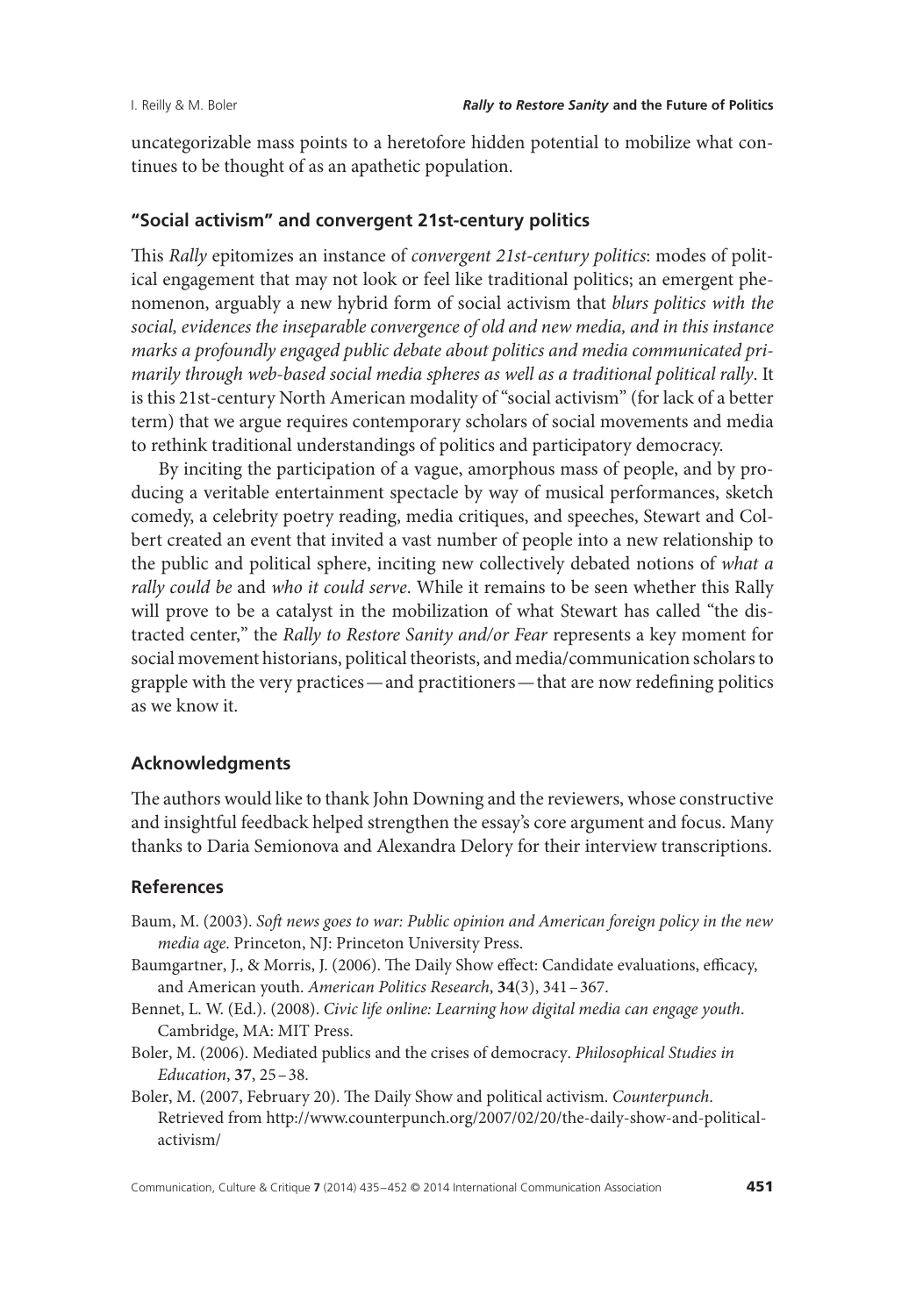uncategorizable mass points to a heretofore hidden potential to mobilize what continues to be thought of as an apathetic population.

## "Social activism" and convergent 21st-century politics

This *Rally* epitomizes an instance of *convergent 21st-century politics*: modes of political engagement that may not look or feel like traditional politics; an emergent phenomenon, arguably a new hybrid form of social activism that *blurs politics with the social, evidences the inseparable convergence of old and new media, and in this instance marks a profoundly engaged public debate about politics and media communicated primarily through web-based social media spheres as well as a traditional political rally*. It is this 21st-century North American modality of "social activism" (for lack of a better term) that we argue requires contemporary scholars of social movements and media to rethink traditional understandings of politics and participatory democracy.

By inciting the participation of a vague, amorphous mass of people, and by producing a veritable entertainment spectacle by way of musical performances, sketch comedy, a celebrity poetry reading, media critiques, and speeches, Stewart and Colbert created an event that invited a vast number of people into a new relationship to the public and political sphere, inciting new collectively debated notions of *what a rally could be* and *who it could serve*. While it remains to be seen whether this Rally will prove to be a catalyst in the mobilization of what Stewart has called "the distracted center," the *Rally to Restore Sanity and/or Fear* represents a key moment for social movement historians, political theorists, and media/communication scholars to grapple with the very practices—and practitioners—that are now redefining politics as we know it.

## Acknowledgments

The authors would like to thank John Downing and the reviewers, whose constructive and insightful feedback helped strengthen the essay's core argument and focus. Many thanks to Daria Semionova and Alexandra Delory for their interview transcriptions.

## References

Baum, M. (2003). *Soft news goes to war: Public opinion and American foreign policy in the new media age*. Princeton, NJ: Princeton University Press.

Baumgartner, J., & Morris, J. (2006). The Daily Show effect: Candidate evaluations, efficacy, and American youth. *American Politics Research*, **34**(3), 341–367.

Bennet, L. W. (Ed.). (2008). *Civic life online: Learning how digital media can engage youth*. Cambridge, MA: MIT Press.

Boler, M. (2006). Mediated publics and the crises of democracy. *Philosophical Studies in Education*, **37**, 25–38.

Boler, M. (2007, February 20). The Daily Show and political activism. *Counterpunch*. Retrieved from http://www.counterpunch.org/2007/02/20/the-daily-show-and-political-activism/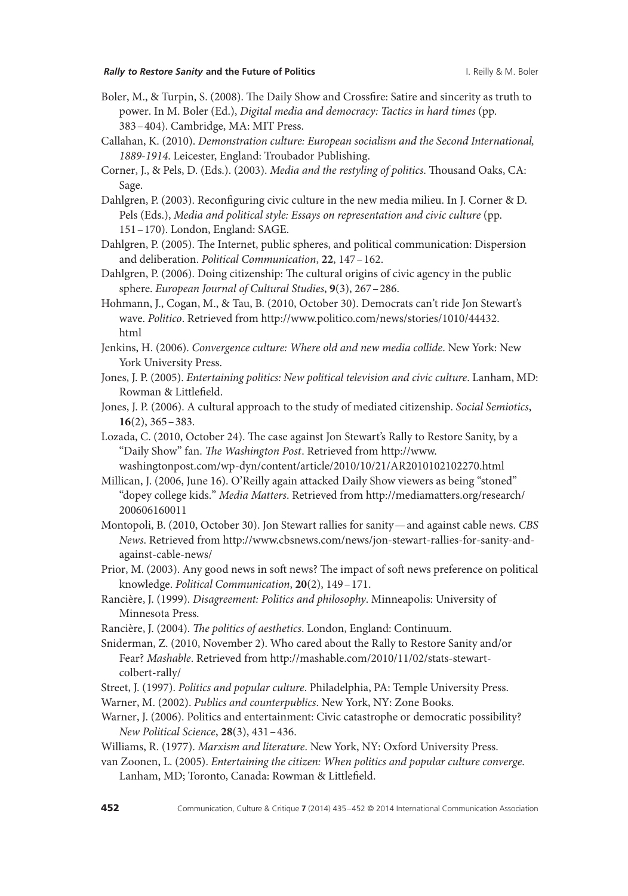Boler, M., & Turpin, S. (2008). The Daily Show and Crossfire: Satire and sincerity as truth to power. In M. Boler (Ed.), *Digital media and democracy: Tactics in hard times* (pp. 383 – 404). Cambridge, MA: MIT Press.

Callahan, K. (2010). *Demonstration culture: European socialism and the Second International, 1889-1914*. Leicester, England: Troubador Publishing.

Corner, J., & Pels, D. (Eds.). (2003). *Media and the restyling of politics*. Thousand Oaks, CA: Sage.

Dahlgren, P. (2003). Reconfiguring civic culture in the new media milieu. In J. Corner & D. Pels (Eds.), *Media and political style: Essays on representation and civic culture* (pp. 151 – 170). London, England: SAGE.

Dahlgren, P. (2005). The Internet, public spheres, and political communication: Dispersion and deliberation. *Political Communication*, **22**, 147 – 162.

Dahlgren, P. (2006). Doing citizenship: The cultural origins of civic agency in the public sphere. *European Journal of Cultural Studies*, **9**(3), 267 – 286.

Hohmann, J., Cogan, M., & Tau, B. (2010, October 30). Democrats can't ride Jon Stewart's wave. *Politico*. Retrieved from http://www.politico.com/news/stories/1010/44432.html

Jenkins, H. (2006). *Convergence culture: Where old and new media collide*. New York: New York University Press.

Jones, J. P. (2005). *Entertaining politics: New political television and civic culture*. Lanham, MD: Rowman & Littlefield.

Jones, J. P. (2006). A cultural approach to the study of mediated citizenship. *Social Semiotics*, **16**(2), 365 – 383.

Lozada, C. (2010, October 24). The case against Jon Stewart's Rally to Restore Sanity, by a "Daily Show" fan. *The Washington Post*. Retrieved from http://www.washingtonpost.com/wp-dyn/content/article/2010/10/21/AR2010102102270.html

Millican, J. (2006, June 16). O'Reilly again attacked Daily Show viewers as being "stoned" "dopey college kids." *Media Matters*. Retrieved from http://mediamatters.org/research/200606160011

Montopoli, B. (2010, October 30). Jon Stewart rallies for sanity — and against cable news. *CBS News*. Retrieved from http://www.cbsnews.com/news/jon-stewart-rallies-for-sanity-and-against-cable-news/

Prior, M. (2003). Any good news in soft news? The impact of soft news preference on political knowledge. *Political Communication*, **20**(2), 149 – 171.

Rancière, J. (1999). *Disagreement: Politics and philosophy*. Minneapolis: University of Minnesota Press.

Rancière, J. (2004). *The politics of aesthetics*. London, England: Continuum.

Sniderman, Z. (2010, November 2). Who cared about the Rally to Restore Sanity and/or Fear? *Mashable*. Retrieved from http://mashable.com/2010/11/02/stats-stewart-colbert-rally/

Street, J. (1997). *Politics and popular culture*. Philadelphia, PA: Temple University Press.

Warner, M. (2002). *Publics and counterpublics*. New York, NY: Zone Books.

Warner, J. (2006). Politics and entertainment: Civic catastrophe or democratic possibility? *New Political Science*, **28**(3), 431 – 436.

Williams, R. (1977). *Marxism and literature*. New York, NY: Oxford University Press.

van Zoonen, L. (2005). *Entertaining the citizen: When politics and popular culture converge*. Lanham, MD; Toronto, Canada: Rowman & Littlefield.